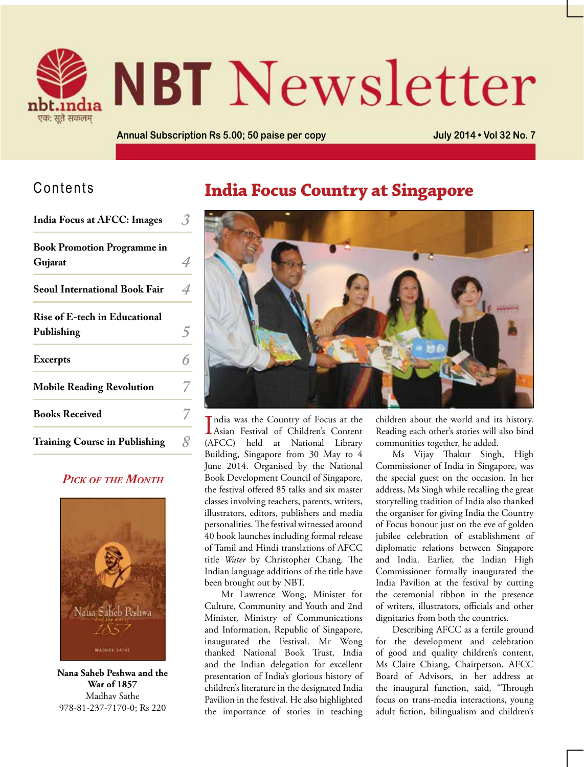# NBT Newsletter

Annual Subscription Rs 5.00; 50 paise per copy

July 2014 • Vol 32 No. 7

## Contents

| | |
|---|---|
| India Focus at AFCC: Images | 3 |
| Book Promotion Programme in Gujarat | 4 |
| Seoul International Book Fair | 4 |
| Rise of E-tech in Educational Publishing | 5 |
| Excerpts | 6 |
| Mobile Reading Revolution | 7 |
| Books Received | 7 |
| Training Course in Publishing | 8 |

### *Pick of the Month*

**Nana Saheb Peshwa and the War of 1857**
Madhav Sathe
978-81-237-7170-0; Rs 220

# India Focus Country at Singapore

India was the Country of Focus at the Asian Festival of Children's Content (AFCC) held at National Library Building, Singapore from 30 May to 4 June 2014. Organised by the National Book Development Council of Singapore, the festival offered 85 talks and six master classes involving teachers, parents, writers, illustrators, editors, publishers and media personalities. The festival witnessed around 40 book launches including formal release of Tamil and Hindi translations of AFCC title *Water* by Christopher Chang. The Indian language additions of the title have been brought out by NBT.

Mr Lawrence Wong, Minister for Culture, Community and Youth and 2nd Minister, Ministry of Communications and Information, Republic of Singapore, inaugurated the Festival. Mr Wong thanked National Book Trust, India and the Indian delegation for excellent presentation of India's glorious history of children's literature in the designated India Pavilion in the festival. He also highlighted the importance of stories in teaching children about the world and its history. Reading each other's stories will also bind communities together, he added.

Ms Vijay Thakur Singh, High Commissioner of India in Singapore, was the special guest on the occasion. In her address, Ms Singh while recalling the great storytelling tradition of India also thanked the organiser for giving India the Country of Focus honour just on the eve of golden jubilee celebration of establishment of diplomatic relations between Singapore and India. Earlier, the Indian High Commissioner formally inaugurated the India Pavilion at the festival by cutting the ceremonial ribbon in the presence of writers, illustrators, officials and other dignitaries from both the countries.

Describing AFCC as a fertile ground for the development and celebration of good and quality children's content, Ms Claire Chiang, Chairperson, AFCC Board of Advisors, in her address at the inaugural function, said, "Through focus on trans-media interactions, young adult fiction, bilingualism and children's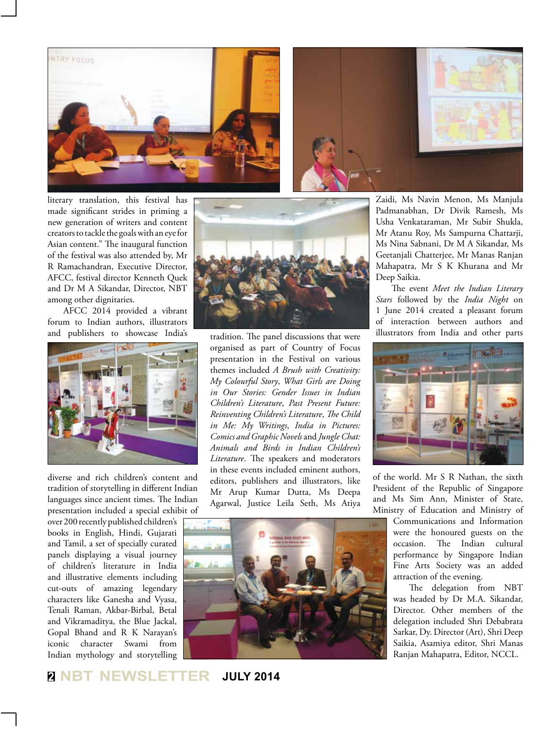literary translation, this festival has made significant strides in priming a new generation of writers and content creators to tackle the goals with an eye for Asian content." The inaugural function of the festival was also attended by, Mr R Ramachandran, Executive Director, AFCC, festival director Kenneth Quek and Dr M A Sikandar, Director, NBT among other dignitaries.

AFCC 2014 provided a vibrant forum to Indian authors, illustrators and publishers to showcase India's diverse and rich children's content and tradition of storytelling in different Indian languages since ancient times. The Indian presentation included a special exhibit of over 200 recently published children's books in English, Hindi, Gujarati and Tamil, a set of specially curated panels displaying a visual journey of children's literature in India and illustrative elements including cut-outs of amazing legendary characters like Ganesha and Vyasa, Tenali Raman, Akbar-Birbal, Betal and Vikramaditya, the Blue Jackal, Gopal Bhand and R K Narayan's iconic character Swami from Indian mythology and storytelling tradition. The panel discussions that were organised as part of Country of Focus presentation in the Festival on various themes included *A Brush with Creativity: My Colourful Story*, *What Girls are Doing in Our Stories: Gender Issues in Indian Children's Literature*, *Past Present Future: Reinventing Children's Literature*, *The Child in Me: My Writings*, *India in Pictures: Comics and Graphic Novels* and *Jungle Chat: Animals and Birds in Indian Children's Literature*. The speakers and moderators in these events included eminent authors, editors, publishers and illustrators, like Mr Arup Kumar Dutta, Ms Deepa Agarwal, Justice Leila Seth, Ms Atiya Zaidi, Ms Navin Menon, Ms Manjula Padmanabhan, Dr Divik Ramesh, Ms Usha Venkataraman, Mr Subir Shukla, Mr Atanu Roy, Ms Sampurna Chattarji, Ms Nina Sabnani, Dr M A Sikandar, Ms Geetanjali Chatterjee, Mr Manas Ranjan Mahapatra, Mr S K Khurana and Mr Deep Saikia.

The event *Meet the Indian Literary Stars* followed by the *India Night* on 1 June 2014 created a pleasant forum of interaction between authors and illustrators from India and other parts of the world. Mr S R Nathan, the sixth President of the Republic of Singapore and Ms Sim Ann, Minister of State, Ministry of Education and Ministry of Communications and Information were the honoured guests on the occasion. The Indian cultural performance by Singapore Indian Fine Arts Society was an added attraction of the evening.

The delegation from NBT was headed by Dr M.A. Sikandar, Director. Other members of the delegation included Shri Debabrata Sarkar, Dy. Director (Art), Shri Deep Saikia, Asamiya editor, Shri Manas Ranjan Mahapatra, Editor, NCCL.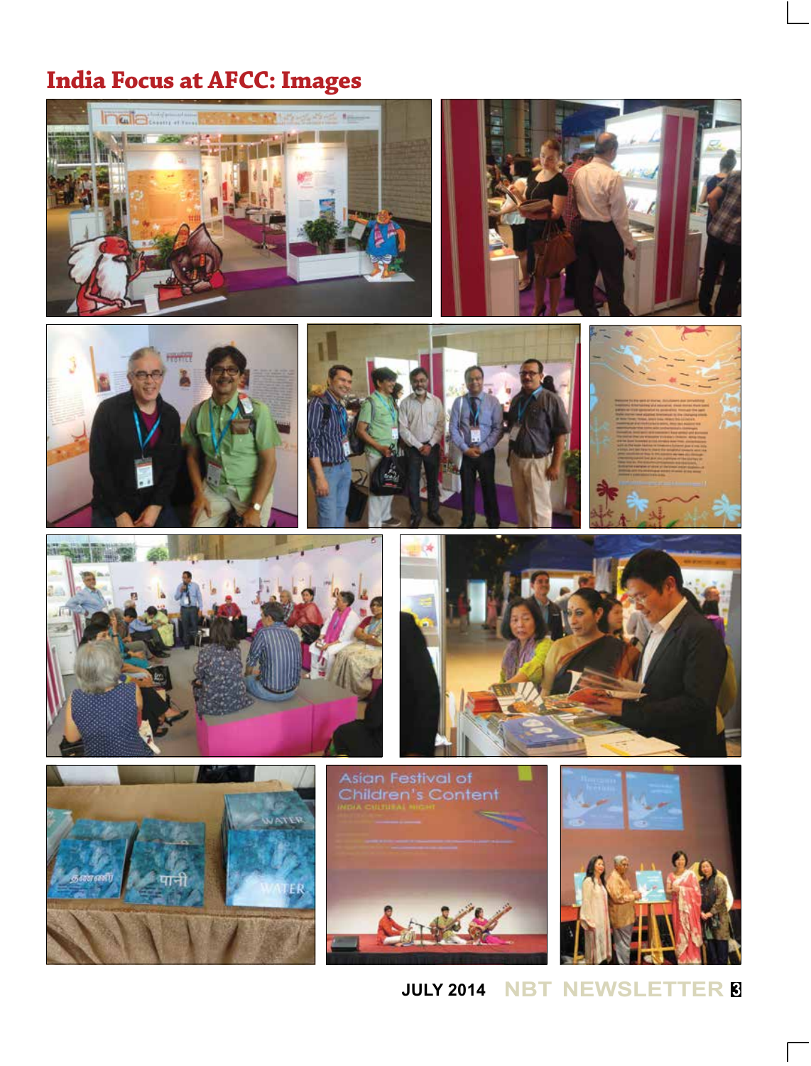# India Focus at AFCC: Images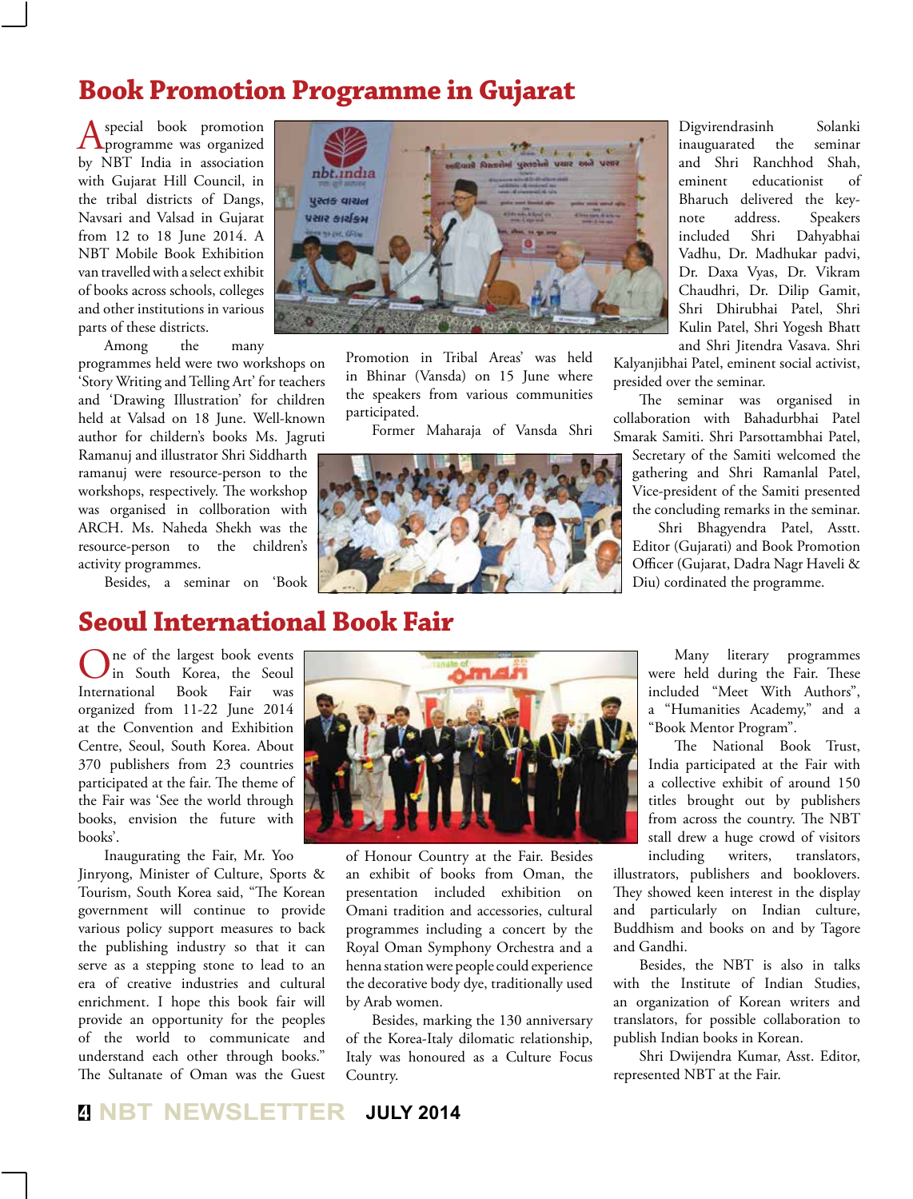# Book Promotion Programme in Gujarat

A special book promotion programme was organized by NBT India in association with Gujarat Hill Council, in the tribal districts of Dangs, Navsari and Valsad in Gujarat from 12 to 18 June 2014. A NBT Mobile Book Exhibition van travelled with a select exhibit of books across schools, colleges and other institutions in various parts of these districts.

Among the many programmes held were two workshops on 'Story Writing and Telling Art' for teachers and 'Drawing Illustration' for children held at Valsad on 18 June. Well-known author for childern's books Ms. Jagruti Ramanuj and illustrator Shri Siddharth ramanuj were resource-person to the workshops, respectively. The workshop was organised in collbroation with ARCH. Ms. Naheda Shekh was the resource-person to the children's activity programmes.

Besides, a seminar on 'Book Promotion in Tribal Areas' was held in Bhinar (Vansda) on 15 June where the speakers from various communities participated.

Former Maharaja of Vansda Shri Digvirendrasinh Solanki inauguarated the seminar and Shri Ranchhod Shah, eminent educationist of Bharuch delivered the key-note address. Speakers included Shri Dahyabhai Vadhu, Dr. Madhukar padvi, Dr. Daxa Vyas, Dr. Vikram Chaudhri, Dr. Dilip Gamit, Shri Dhirubhai Patel, Shri Kulin Patel, Shri Yogesh Bhatt and Shri Jitendra Vasava. Shri Kalyanjibhai Patel, eminent social activist, presided over the seminar.

The seminar was organised in collaboration with Bahadurbhai Patel Smarak Samiti. Shri Parsottambhai Patel, Secretary of the Samiti welcomed the gathering and Shri Ramanlal Patel, Vice-president of the Samiti presented the concluding remarks in the seminar.

Shri Bhagyendra Patel, Asstt. Editor (Gujarati) and Book Promotion Officer (Gujarat, Dadra Nagr Haveli & Diu) cordinated the programme.

# Seoul International Book Fair

One of the largest book events in South Korea, the Seoul International Book Fair was organized from 11-22 June 2014 at the Convention and Exhibition Centre, Seoul, South Korea. About 370 publishers from 23 countries participated at the fair. The theme of the Fair was 'See the world through books, envision the future with books'.

Inaugurating the Fair, Mr. Yoo Jinryong, Minister of Culture, Sports & Tourism, South Korea said, "The Korean government will continue to provide various policy support measures to back the publishing industry so that it can serve as a stepping stone to lead to an era of creative industries and cultural enrichment. I hope this book fair will provide an opportunity for the peoples of the world to communicate and understand each other through books." The Sultanate of Oman was the Guest of Honour Country at the Fair. Besides an exhibit of books from Oman, the presentation included exhibition on Omani tradition and accessories, cultural programmes including a concert by the Royal Oman Symphony Orchestra and a henna station were people could experience the decorative body dye, traditionally used by Arab women.

Besides, marking the 130 anniversary of the Korea-Italy dilomatic relationship, Italy was honoured as a Culture Focus Country.

Many literary programmes were held during the Fair. These included "Meet With Authors", a "Humanities Academy," and a "Book Mentor Program".

The National Book Trust, India participated at the Fair with a collective exhibit of around 150 titles brought out by publishers from across the country. The NBT stall drew a huge crowd of visitors including writers, translators, illustrators, publishers and booklovers. They showed keen interest in the display and particularly on Indian culture, Buddhism and books on and by Tagore and Gandhi.

Besides, the NBT is also in talks with the Institute of Indian Studies, an organization of Korean writers and translators, for possible collaboration to publish Indian books in Korean.

Shri Dwijendra Kumar, Asst. Editor, represented NBT at the Fair.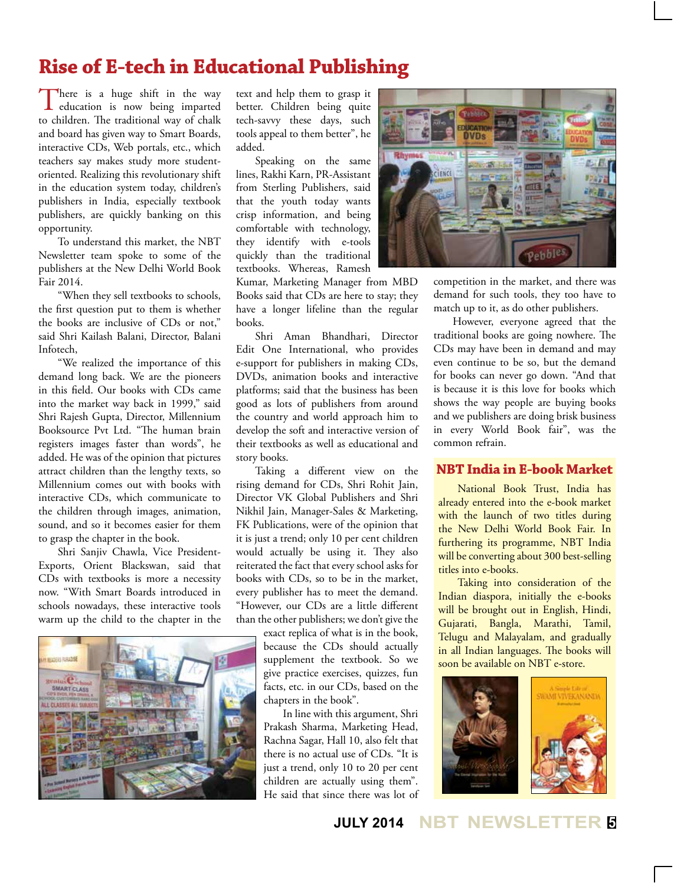# Rise of E-tech in Educational Publishing

There is a huge shift in the way education is now being imparted to children. The traditional way of chalk and board has given way to Smart Boards, interactive CDs, Web portals, etc., which teachers say makes study more student-oriented. Realizing this revolutionary shift in the education system today, children's publishers in India, especially textbook publishers, are quickly banking on this opportunity.

To understand this market, the NBT Newsletter team spoke to some of the publishers at the New Delhi World Book Fair 2014.

"When they sell textbooks to schools, the first question put to them is whether the books are inclusive of CDs or not," said Shri Kailash Balani, Director, Balani Infotech,

"We realized the importance of this demand long back. We are the pioneers in this field. Our books with CDs came into the market way back in 1999," said Shri Rajesh Gupta, Director, Millennium Booksource Pvt Ltd. "The human brain registers images faster than words", he added. He was of the opinion that pictures attract children than the lengthy texts, so Millennium comes out with books with interactive CDs, which communicate to the children through images, animation, sound, and so it becomes easier for them to grasp the chapter in the book.

Shri Sanjiv Chawla, Vice President-Exports, Orient Blackswan, said that CDs with textbooks is more a necessity now. "With Smart Boards introduced in schools nowadays, these interactive tools warm up the child to the chapter in the text and help them to grasp it better. Children being quite tech-savvy these days, such tools appeal to them better", he added.

Speaking on the same lines, Rakhi Karn, PR-Assistant from Sterling Publishers, said that the youth today wants crisp information, and being comfortable with technology, they identify with e-tools quickly than the traditional textbooks. Whereas, Ramesh Kumar, Marketing Manager from MBD Books said that CDs are here to stay; they have a longer lifeline than the regular books.

Shri Aman Bhandhari, Director Edit One International, who provides e-support for publishers in making CDs, DVDs, animation books and interactive platforms; said that the business has been good as lots of publishers from around the country and world approach him to develop the soft and interactive version of their textbooks as well as educational and story books.

Taking a different view on the rising demand for CDs, Shri Rohit Jain, Director VK Global Publishers and Shri Nikhil Jain, Manager-Sales & Marketing, FK Publications, were of the opinion that it is just a trend; only 10 per cent children would actually be using it. They also reiterated the fact that every school asks for books with CDs, so to be in the market, every publisher has to meet the demand. "However, our CDs are a little different than the other publishers; we don't give the exact replica of what is in the book, because the CDs should actually supplement the textbook. So we give practice exercises, quizzes, fun facts, etc. in our CDs, based on the chapters in the book".

In line with this argument, Shri Prakash Sharma, Marketing Head, Rachna Sagar, Hall 10, also felt that there is no actual use of CDs. "It is just a trend, only 10 to 20 per cent children are actually using them". He said that since there was lot of competition in the market, and there was demand for such tools, they too have to match up to it, as do other publishers.

However, everyone agreed that the traditional books are going nowhere. The CDs may have been in demand and may even continue to be so, but the demand for books can never go down. "And that is because it is this love for books which shows the way people are buying books and we publishers are doing brisk business in every World Book fair", was the common refrain.

## NBT India in E-book Market

National Book Trust, India has already entered into the e-book market with the launch of two titles during the New Delhi World Book Fair. In furthering its programme, NBT India will be converting about 300 best-selling titles into e-books.

Taking into consideration of the Indian diaspora, initially the e-books will be brought out in English, Hindi, Gujarati, Bangla, Marathi, Tamil, Telugu and Malayalam, and gradually in all Indian languages. The books will soon be available on NBT e-store.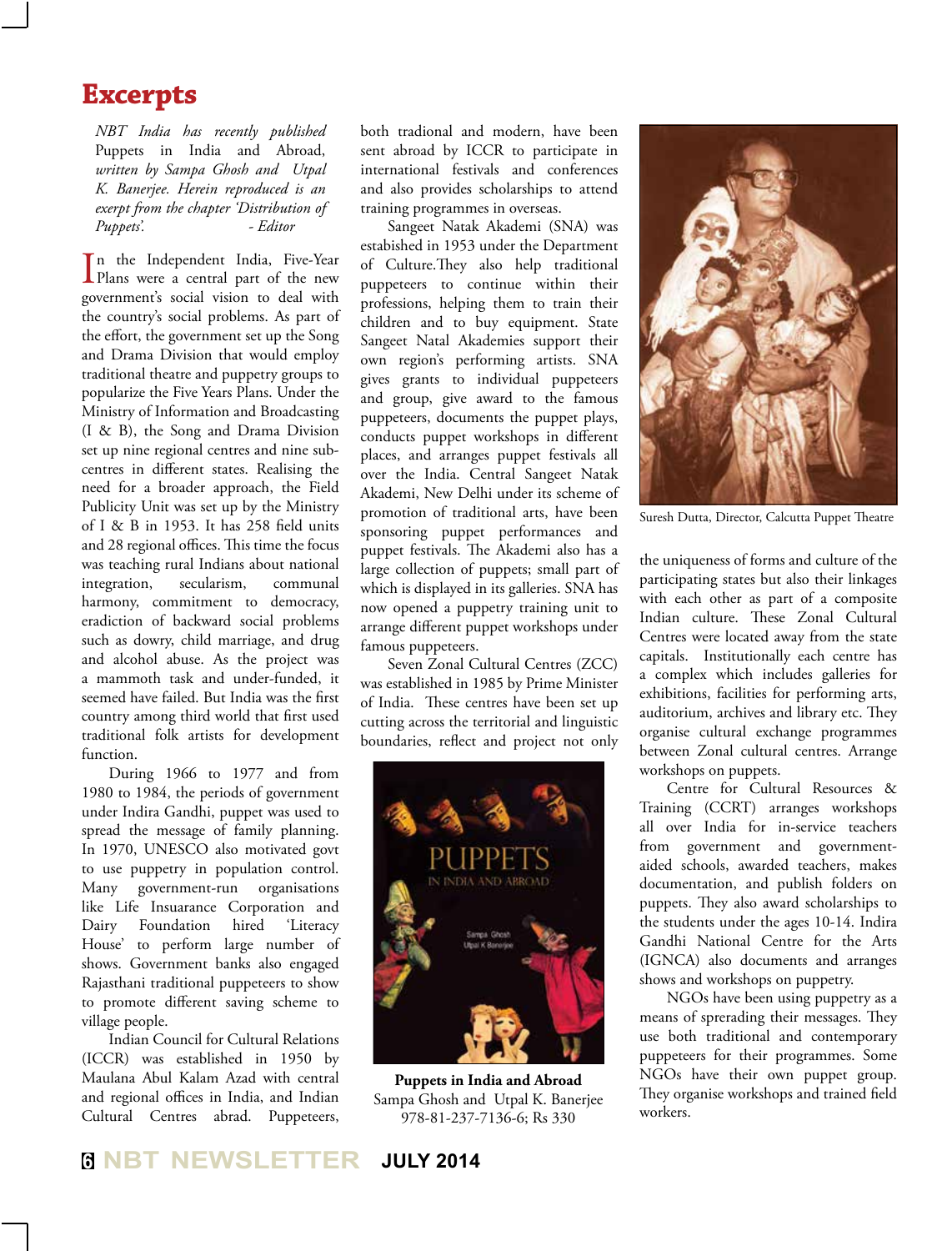# Excerpts

*NBT India has recently published* Puppets in India and Abroad, *written by Sampa Ghosh and Utpal K. Banerjee. Herein reproduced is an exerpt from the chapter 'Distribution of Puppets'.* *- Editor*

In the Independent India, Five-Year Plans were a central part of the new government's social vision to deal with the country's social problems. As part of the effort, the government set up the Song and Drama Division that would employ traditional theatre and puppetry groups to popularize the Five Years Plans. Under the Ministry of Information and Broadcasting (I & B), the Song and Drama Division set up nine regional centres and nine sub-centres in different states. Realising the need for a broader approach, the Field Publicity Unit was set up by the Ministry of I & B in 1953. It has 258 field units and 28 regional offices. This time the focus was teaching rural Indians about national integration, secularism, communal harmony, commitment to democracy, eradiction of backward social problems such as dowry, child marriage, and drug and alcohol abuse. As the project was a mammoth task and under-funded, it seemed have failed. But India was the first country among third world that first used traditional folk artists for development function.

During 1966 to 1977 and from 1980 to 1984, the periods of government under Indira Gandhi, puppet was used to spread the message of family planning. In 1970, UNESCO also motivated govt to use puppetry in population control. Many government-run organisations like Life Insuarance Corporation and Dairy Foundation hired 'Literacy House' to perform large number of shows. Government banks also engaged Rajasthani traditional puppeteers to show to promote different saving scheme to village people.

Indian Council for Cultural Relations (ICCR) was established in 1950 by Maulana Abul Kalam Azad with central and regional offices in India, and Indian Cultural Centres abrad. Puppeteers, both tradional and modern, have been sent abroad by ICCR to participate in international festivals and conferences and also provides scholarships to attend training programmes in overseas.

Sangeet Natak Akademi (SNA) was estabished in 1953 under the Department of Culture.They also help traditional puppeteers to continue within their professions, helping them to train their children and to buy equipment. State Sangeet Natal Akademies support their own region's performing artists. SNA gives grants to individual puppeteers and group, give award to the famous puppeteers, documents the puppet plays, conducts puppet workshops in different places, and arranges puppet festivals all over the India. Central Sangeet Natak Akademi, New Delhi under its scheme of promotion of traditional arts, have been sponsoring puppet performances and puppet festivals. The Akademi also has a large collection of puppets; small part of which is displayed in its galleries. SNA has now opened a puppetry training unit to arrange different puppet workshops under famous puppeteers.

Seven Zonal Cultural Centres (ZCC) was established in 1985 by Prime Minister of India. These centres have been set up cutting across the territorial and linguistic boundaries, reflect and project not only the uniqueness of forms and culture of the participating states but also their linkages with each other as part of a composite Indian culture. These Zonal Cultural Centres were located away from the state capitals. Institutionally each centre has a complex which includes galleries for exhibitions, facilities for performing arts, auditorium, archives and library etc. They organise cultural exchange programmes between Zonal cultural centres. Arrange workshops on puppets.

**Puppets in India and Abroad**
Sampa Ghosh and Utpal K. Banerjee
978-81-237-7136-6; Rs 330

Suresh Dutta, Director, Calcutta Puppet Theatre

Centre for Cultural Resources & Training (CCRT) arranges workshops all over India for in-service teachers from government and government-aided schools, awarded teachers, makes documentation, and publish folders on puppets. They also award scholarships to the students under the ages 10-14. Indira Gandhi National Centre for the Arts (IGNCA) also documents and arranges shows and workshops on puppetry.

NGOs have been using puppetry as a means of sprerading their messages. They use both traditional and contemporary puppeteers for their programmes. Some NGOs have their own puppet group. They organise workshops and trained field workers.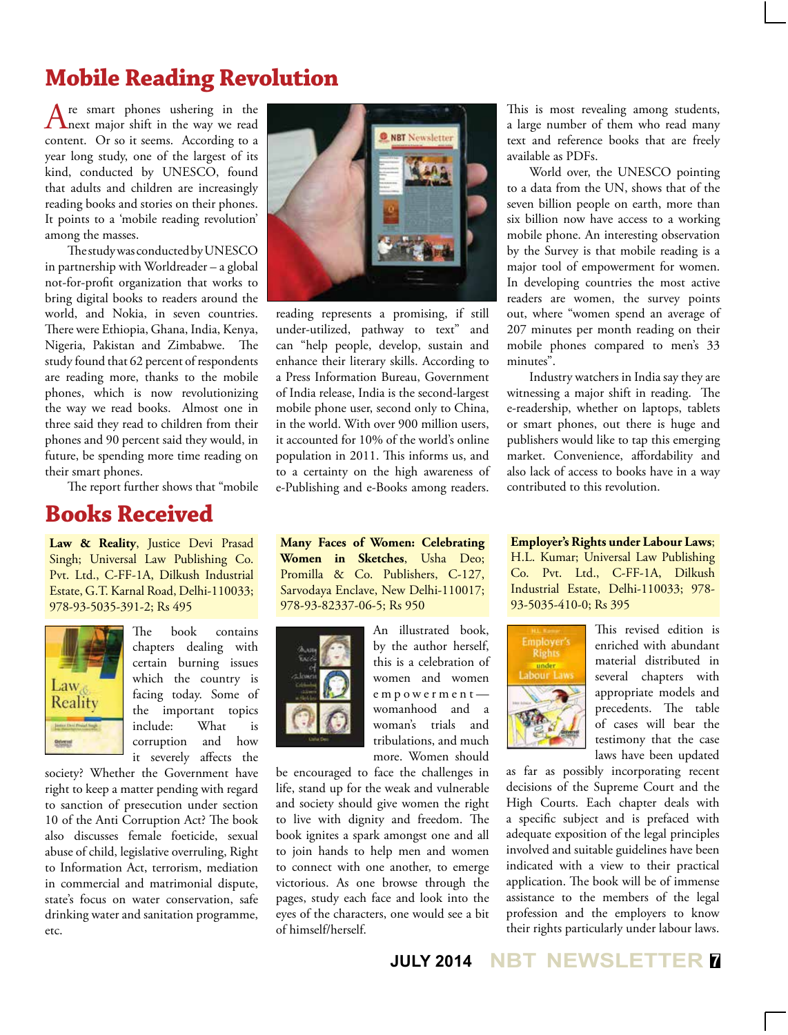# Mobile Reading Revolution

Are smart phones ushering in the next major shift in the way we read content. Or so it seems. According to a year long study, one of the largest of its kind, conducted by UNESCO, found that adults and children are increasingly reading books and stories on their phones. It points to a 'mobile reading revolution' among the masses.

The study was conducted by UNESCO in partnership with Worldreader – a global not-for-profit organization that works to bring digital books to readers around the world, and Nokia, in seven countries. There were Ethiopia, Ghana, India, Kenya, Nigeria, Pakistan and Zimbabwe. The study found that 62 percent of respondents are reading more, thanks to the mobile phones, which is now revolutionizing the way we read books. Almost one in three said they read to children from their phones and 90 percent said they would, in future, be spending more time reading on their smart phones.

The report further shows that "mobile reading represents a promising, if still under-utilized, pathway to text" and can "help people, develop, sustain and enhance their literary skills. According to a Press Information Bureau, Government of India release, India is the second-largest mobile phone user, second only to China, in the world. With over 900 million users, it accounted for 10% of the world's online population in 2011. This informs us, and to a certainty on the high awareness of e-Publishing and e-Books among readers. This is most revealing among students, a large number of them who read many text and reference books that are freely available as PDFs.

World over, the UNESCO pointing to a data from the UN, shows that of the seven billion people on earth, more than six billion now have access to a working mobile phone. An interesting observation by the Survey is that mobile reading is a major tool of empowerment for women. In developing countries the most active readers are women, the survey points out, where "women spend an average of 207 minutes per month reading on their mobile phones compared to men's 33 minutes".

Industry watchers in India say they are witnessing a major shift in reading. The e-readership, whether on laptops, tablets or smart phones, out there is huge and publishers would like to tap this emerging market. Convenience, affordability and also lack of access to books have in a way contributed to this revolution.

# Books Received

**Law & Reality**, Justice Devi Prasad Singh; Universal Law Publishing Co. Pvt. Ltd., C-FF-1A, Dilkush Industrial Estate, G.T. Karnal Road, Delhi-110033; 978-93-5035-391-2; Rs 495

The book contains chapters dealing with certain burning issues which the country is facing today. Some of the important topics include: What is corruption and how it severely affects the society? Whether the Government have right to keep a matter pending with regard to sanction of presecution under section 10 of the Anti Corruption Act? The book also discusses female foeticide, sexual abuse of child, legislative overruling, Right to Information Act, terrorism, mediation in commercial and matrimonial dispute, state's focus on water conservation, safe drinking water and sanitation programme, etc.

**Many Faces of Women: Celebrating Women in Sketches**, Usha Deo; Promilla & Co. Publishers, C-127, Sarvodaya Enclave, New Delhi-110017; 978-93-82337-06-5; Rs 950

An illustrated book, by the author herself, this is a celebration of women and women empowerment—womanhood and a woman's trials and tribulations, and much more. Women should be encouraged to face the challenges in life, stand up for the weak and vulnerable and society should give women the right to live with dignity and freedom. The book ignites a spark amongst one and all to join hands to help men and women to connect with one another, to emerge victorious. As one browse through the pages, study each face and look into the eyes of the characters, one would see a bit of himself/herself.

**Employer's Rights under Labour Laws**; H.L. Kumar; Universal Law Publishing Co. Pvt. Ltd., C-FF-1A, Dilkush Industrial Estate, Delhi-110033; 978-93-5035-410-0; Rs 395

This revised edition is enriched with abundant material distributed in several chapters with appropriate models and precedents. The table of cases will bear the testimony that the case laws have been updated as far as possibly incorporating recent decisions of the Supreme Court and the High Courts. Each chapter deals with a specific subject and is prefaced with adequate exposition of the legal principles involved and suitable guidelines have been indicated with a view to their practical application. The book will be of immense assistance to the members of the legal profession and the employers to know their rights particularly under labour laws.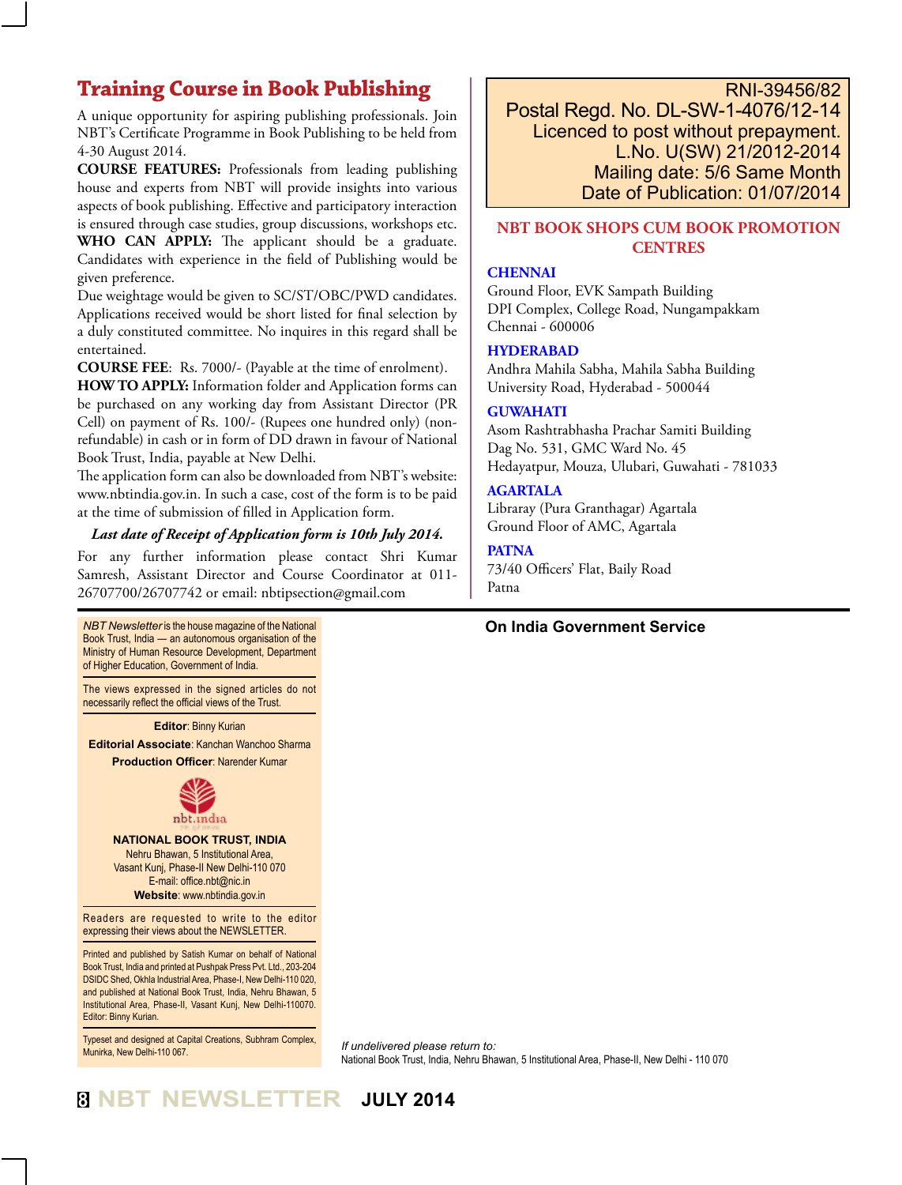## Training Course in Book Publishing

A unique opportunity for aspiring publishing professionals. Join NBT's Certificate Programme in Book Publishing to be held from 4-30 August 2014.

**COURSE FEATURES:** Professionals from leading publishing house and experts from NBT will provide insights into various aspects of book publishing. Effective and participatory interaction is ensured through case studies, group discussions, workshops etc.

**WHO CAN APPLY:** The applicant should be a graduate. Candidates with experience in the field of Publishing would be given preference.

Due weightage would be given to SC/ST/OBC/PWD candidates. Applications received would be short listed for final selection by a duly constituted committee. No inquires in this regard shall be entertained.

**COURSE FEE**: Rs. 7000/- (Payable at the time of enrolment).

**HOW TO APPLY:** Information folder and Application forms can be purchased on any working day from Assistant Director (PR Cell) on payment of Rs. 100/- (Rupees one hundred only) (non-refundable) in cash or in form of DD drawn in favour of National Book Trust, India, payable at New Delhi.

The application form can also be downloaded from NBT's website: www.nbtindia.gov.in. In such a case, cost of the form is to be paid at the time of submission of filled in Application form.

***Last date of Receipt of Application form is 10th July 2014.***

For any further information please contact Shri Kumar Samresh, Assistant Director and Course Coordinator at 011-26707700/26707742 or email: nbtipsection@gmail.com

RNI-39456/82
Postal Regd. No. DL-SW-1-4076/12-14
Licenced to post without prepayment.
L.No. U(SW) 21/2012-2014
Mailing date: 5/6 Same Month
Date of Publication: 01/07/2014

### NBT BOOK SHOPS CUM BOOK PROMOTION CENTRES

**CHENNAI**
Ground Floor, EVK Sampath Building
DPI Complex, College Road, Nungampakkam
Chennai - 600006

**HYDERABAD**
Andhra Mahila Sabha, Mahila Sabha Building
University Road, Hyderabad - 500044

**GUWAHATI**
Asom Rashtrabhasha Prachar Samiti Building
Dag No. 531, GMC Ward No. 45
Hedayatpur, Mouza, Ulubari, Guwahati - 781033

**AGARTALA**
Libraray (Pura Granthagar) Agartala
Ground Floor of AMC, Agartala

**PATNA**
73/40 Officers' Flat, Baily Road
Patna

*NBT Newsletter* is the house magazine of the National Book Trust, India — an autonomous organisation of the Ministry of Human Resource Development, Department of Higher Education, Government of India.

The views expressed in the signed articles do not necessarily reflect the official views of the Trust.

**Editor**: Binny Kurian
**Editorial Associate**: Kanchan Wanchoo Sharma
**Production Officer**: Narender Kumar

**NATIONAL BOOK TRUST, INDIA**
Nehru Bhawan, 5 Institutional Area,
Vasant Kunj, Phase-II New Delhi-110 070
E-mail: office.nbt@nic.in
**Website**: www.nbtindia.gov.in

Readers are requested to write to the editor expressing their views about the NEWSLETTER.

Printed and published by Satish Kumar on behalf of National Book Trust, India and printed at Pushpak Press Pvt. Ltd., 203-204 DSIDC Shed, Okhla Industrial Area, Phase-I, New Delhi-110 020, and published at National Book Trust, India, Nehru Bhawan, 5 Institutional Area, Phase-II, Vasant Kunj, New Delhi-110070. Editor: Binny Kurian.

Typeset and designed at Capital Creations, Subhram Complex, Munirka, New Delhi-110 067.

**On India Government Service**

*If undelivered please return to:*
National Book Trust, India, Nehru Bhawan, 5 Institutional Area, Phase-II, New Delhi - 110 070